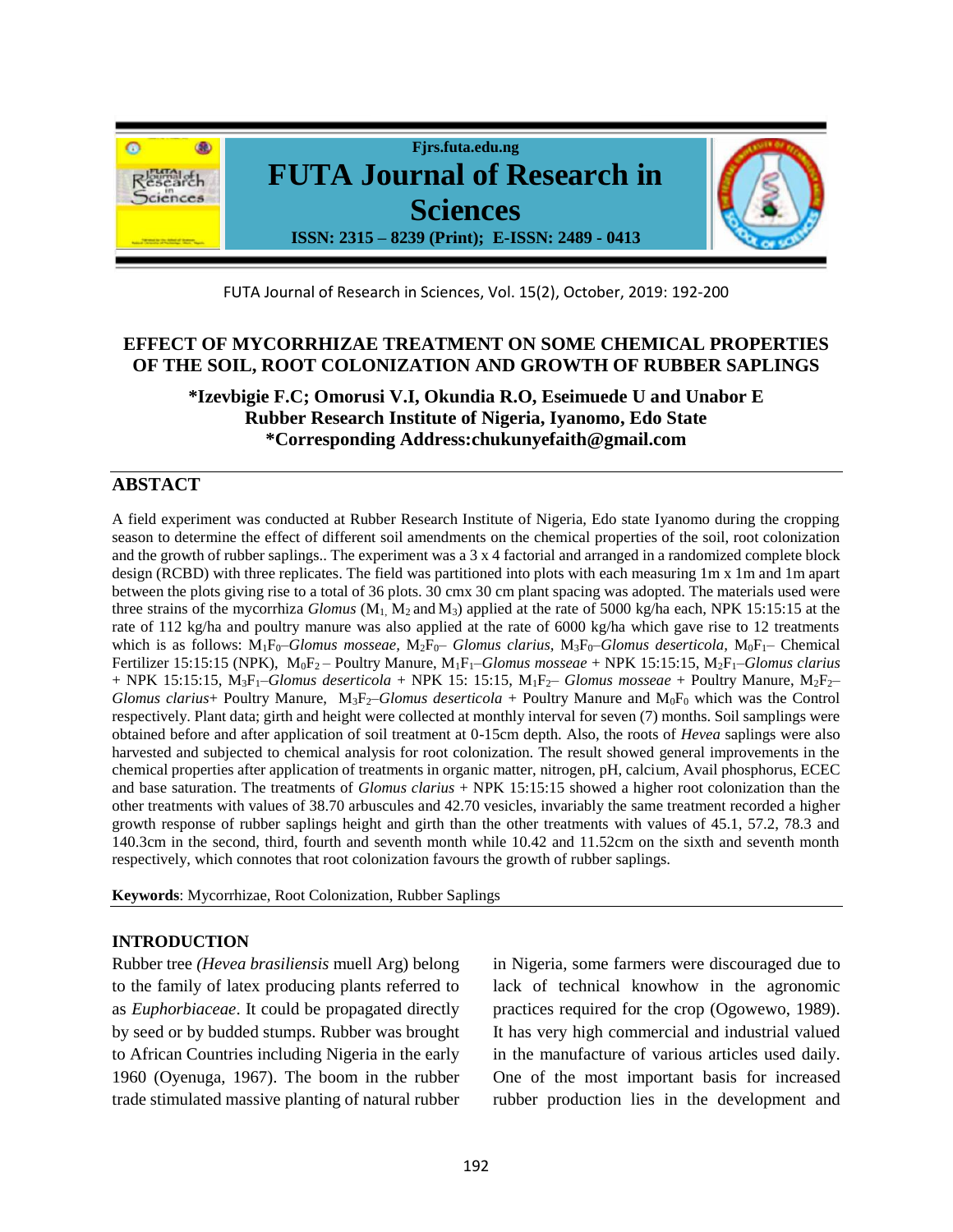# EFFECT OF MYCORRHIZAE TREATMENT ON SOME CHEMICAL PROPERTIES OF THE SOIL, ROOT COLONIZATION AND GROWTH OF RUBBER SAPLINGS

**\*Izevbigie F.C; Omorusi V.I, Okundia R.O, Eseimuede U and Unabor E**
**Rubber Research Institute of Nigeria, Iyanomo, Edo State**
**\*Corresponding Address:chukunyefaith@gmail.com**

## ABSTACT

A field experiment was conducted at Rubber Research Institute of Nigeria, Edo state Iyanomo during the cropping season to determine the effect of different soil amendments on the chemical properties of the soil, root colonization and the growth of rubber saplings.. The experiment was a 3 x 4 factorial and arranged in a randomized complete block design (RCBD) with three replicates. The field was partitioned into plots with each measuring 1m x 1m and 1m apart between the plots giving rise to a total of 36 plots. 30 cmx 30 cm plant spacing was adopted. The materials used were three strains of the mycorrhiza *Glomus* ($M_1$, $M_2$ and $M_3$) applied at the rate of 5000 kg/ha each, NPK 15:15:15 at the rate of 112 kg/ha and poultry manure was also applied at the rate of 6000 kg/ha which gave rise to 12 treatments which is as follows: $M_1F_0$–*Glomus mosseae*, $M_2F_0$– *Glomus clarius*, $M_3F_0$–*Glomus deserticola*, $M_0F_1$– Chemical Fertilizer 15:15:15 (NPK), $M_0F_2$ – Poultry Manure, $M_1F_1$–*Glomus mosseae* + NPK 15:15:15, $M_2F_1$–*Glomus clarius* + NPK 15:15:15, $M_3F_1$–*Glomus deserticola* + NPK 15: 15:15, $M_1F_2$– *Glomus mosseae* + Poultry Manure, $M_2F_2$– *Glomus clarius*+ Poultry Manure, $M_3F_2$–*Glomus deserticola* + Poultry Manure and $M_0F_0$ which was the Control respectively. Plant data; girth and height were collected at monthly interval for seven (7) months. Soil samplings were obtained before and after application of soil treatment at 0-15cm depth. Also, the roots of *Hevea* saplings were also harvested and subjected to chemical analysis for root colonization. The result showed general improvements in the chemical properties after application of treatments in organic matter, nitrogen, pH, calcium, Avail phosphorus, ECEC and base saturation. The treatments of *Glomus clarius* + NPK 15:15:15 showed a higher root colonization than the other treatments with values of 38.70 arbuscules and 42.70 vesicles, invariably the same treatment recorded a higher growth response of rubber saplings height and girth than the other treatments with values of 45.1, 57.2, 78.3 and 140.3cm in the second, third, fourth and seventh month while 10.42 and 11.52cm on the sixth and seventh month respectively, which connotes that root colonization favours the growth of rubber saplings.

**Keywords**: Mycorrhizae, Root Colonization, Rubber Saplings

## INTRODUCTION

Rubber tree *(Hevea brasiliensis* muell Arg) belong to the family of latex producing plants referred to as *Euphorbiaceae*. It could be propagated directly by seed or by budded stumps. Rubber was brought to African Countries including Nigeria in the early 1960 (Oyenuga, 1967). The boom in the rubber trade stimulated massive planting of natural rubber in Nigeria, some farmers were discouraged due to lack of technical knowhow in the agronomic practices required for the crop (Ogowewo, 1989). It has very high commercial and industrial valued in the manufacture of various articles used daily. One of the most important basis for increased rubber production lies in the development and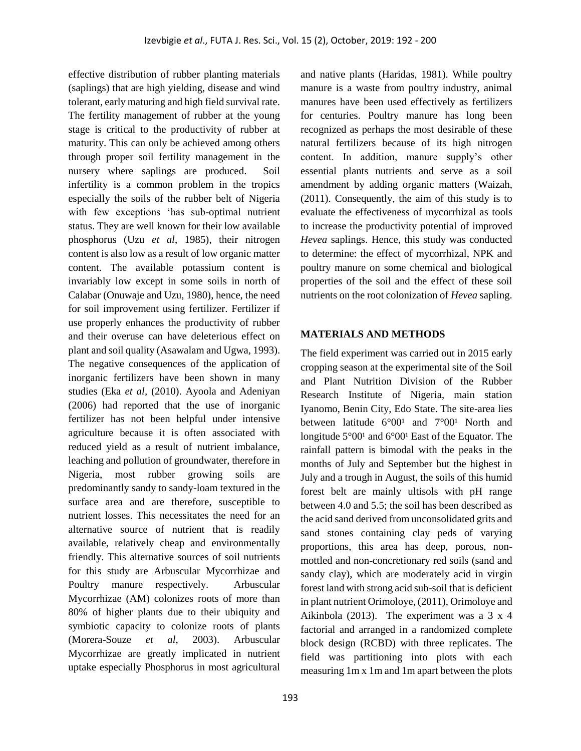effective distribution of rubber planting materials (saplings) that are high yielding, disease and wind tolerant, early maturing and high field survival rate. The fertility management of rubber at the young stage is critical to the productivity of rubber at maturity. This can only be achieved among others through proper soil fertility management in the nursery where saplings are produced. Soil infertility is a common problem in the tropics especially the soils of the rubber belt of Nigeria with few exceptions 'has sub-optimal nutrient status. They are well known for their low available phosphorus (Uzu *et al*, 1985), their nitrogen content is also low as a result of low organic matter content. The available potassium content is invariably low except in some soils in north of Calabar (Onuwaje and Uzu, 1980), hence, the need for soil improvement using fertilizer. Fertilizer if use properly enhances the productivity of rubber and their overuse can have deleterious effect on plant and soil quality (Asawalam and Ugwa, 1993). The negative consequences of the application of inorganic fertilizers have been shown in many studies (Eka *et al*, (2010). Ayoola and Adeniyan (2006) had reported that the use of inorganic fertilizer has not been helpful under intensive agriculture because it is often associated with reduced yield as a result of nutrient imbalance, leaching and pollution of groundwater, therefore in Nigeria, most rubber growing soils are predominantly sandy to sandy-loam textured in the surface area and are therefore, susceptible to nutrient losses. This necessitates the need for an alternative source of nutrient that is readily available, relatively cheap and environmentally friendly. This alternative sources of soil nutrients for this study are Arbuscular Mycorrhizae and Poultry manure respectively. Arbuscular Mycorrhizae (AM) colonizes roots of more than 80% of higher plants due to their ubiquity and symbiotic capacity to colonize roots of plants (Morera-Souze *et al*, 2003). Arbuscular Mycorrhizae are greatly implicated in nutrient uptake especially Phosphorus in most agricultural and native plants (Haridas, 1981). While poultry manure is a waste from poultry industry, animal manures have been used effectively as fertilizers for centuries. Poultry manure has long been recognized as perhaps the most desirable of these natural fertilizers because of its high nitrogen content. In addition, manure supply's other essential plants nutrients and serve as a soil amendment by adding organic matters (Waizah, (2011). Consequently, the aim of this study is to evaluate the effectiveness of mycorrhizal as tools to increase the productivity potential of improved *Hevea* saplings. Hence, this study was conducted to determine: the effect of mycorrhizal, NPK and poultry manure on some chemical and biological properties of the soil and the effect of these soil nutrients on the root colonization of *Hevea* sapling.

## MATERIALS AND METHODS

The field experiment was carried out in 2015 early cropping season at the experimental site of the Soil and Plant Nutrition Division of the Rubber Research Institute of Nigeria, main station Iyanomo, Benin City, Edo State. The site-area lies between latitude 6°00¹ and 7°00¹ North and longitude 5°00¹ and 6°00¹ East of the Equator. The rainfall pattern is bimodal with the peaks in the months of July and September but the highest in July and a trough in August, the soils of this humid forest belt are mainly ultisols with pH range between 4.0 and 5.5; the soil has been described as the acid sand derived from unconsolidated grits and sand stones containing clay peds of varying proportions, this area has deep, porous, non-mottled and non-concretionary red soils (sand and sandy clay), which are moderately acid in virgin forest land with strong acid sub-soil that is deficient in plant nutrient Orimoloye, (2011), Orimoloye and Aikinbola (2013). The experiment was a 3 x 4 factorial and arranged in a randomized complete block design (RCBD) with three replicates. The field was partitioning into plots with each measuring 1m x 1m and 1m apart between the plots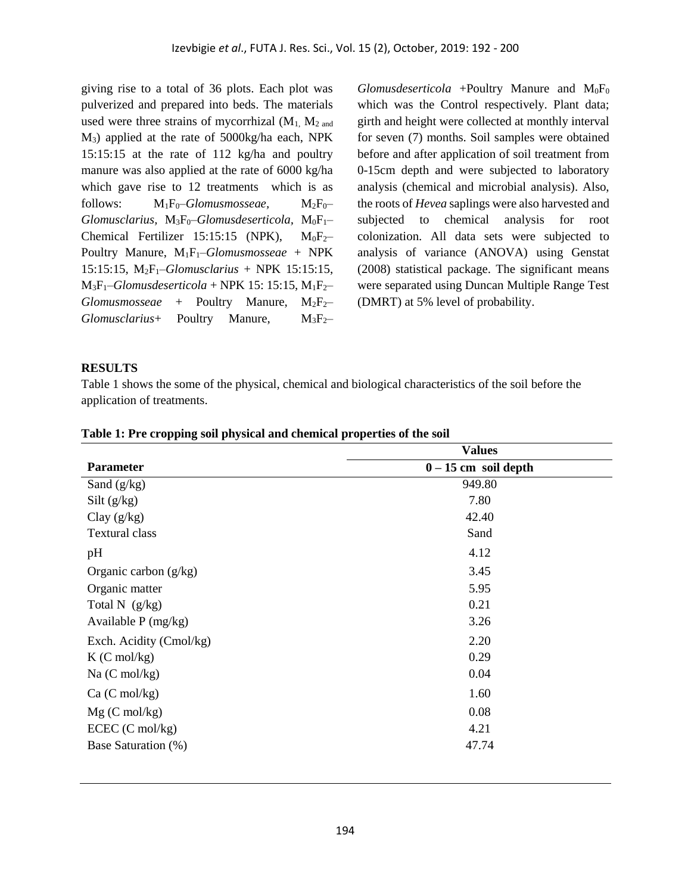giving rise to a total of 36 plots. Each plot was pulverized and prepared into beds. The materials used were three strains of mycorrhizal ($M_1$, $M_2$ and $M_3$) applied at the rate of 5000kg/ha each, NPK 15:15:15 at the rate of 112 kg/ha and poultry manure was also applied at the rate of 6000 kg/ha which gave rise to 12 treatments which is as follows: $M_1F_0$–*Glomusmosseae*, $M_2F_0$–*Glomusclarius*, $M_3F_0$–*Glomusdeserticola*, $M_0F_1$–Chemical Fertilizer 15:15:15 (NPK), $M_0F_2$–Poultry Manure, $M_1F_1$–*Glomusmosseae* + NPK 15:15:15, $M_2F_1$–*Glomusclarius* + NPK 15:15:15, $M_3F_1$–*Glomusdeserticola* + NPK 15: 15:15, $M_1F_2$–*Glomusmosseae* + Poultry Manure, $M_2F_2$–*Glomusclarius*+ Poultry Manure, $M_3F_2$–*Glomusdeserticola* +Poultry Manure and $M_0F_0$ which was the Control respectively. Plant data; girth and height were collected at monthly interval for seven (7) months. Soil samples were obtained before and after application of soil treatment from 0-15cm depth and were subjected to laboratory analysis (chemical and microbial analysis). Also, the roots of *Hevea* saplings were also harvested and subjected to chemical analysis for root colonization. All data sets were subjected to analysis of variance (ANOVA) using Genstat (2008) statistical package. The significant means were separated using Duncan Multiple Range Test (DMRT) at 5% level of probability.

## RESULTS

Table 1 shows the some of the physical, chemical and biological characteristics of the soil before the application of treatments.

**Table 1: Pre cropping soil physical and chemical properties of the soil**

| | Values |
|---|---|
| **Parameter** | **0 – 15 cm soil depth** |
| Sand (g/kg) | 949.80 |
| Silt (g/kg) | 7.80 |
| Clay (g/kg) | 42.40 |
| Textural class | Sand |
| pH | 4.12 |
| Organic carbon (g/kg) | 3.45 |
| Organic matter | 5.95 |
| Total N (g/kg) | 0.21 |
| Available P (mg/kg) | 3.26 |
| Exch. Acidity (Cmol/kg) | 2.20 |
| K (C mol/kg) | 0.29 |
| Na (C mol/kg) | 0.04 |
| Ca (C mol/kg) | 1.60 |
| Mg (C mol/kg) | 0.08 |
| ECEC (C mol/kg) | 4.21 |
| Base Saturation (%) | 47.74 |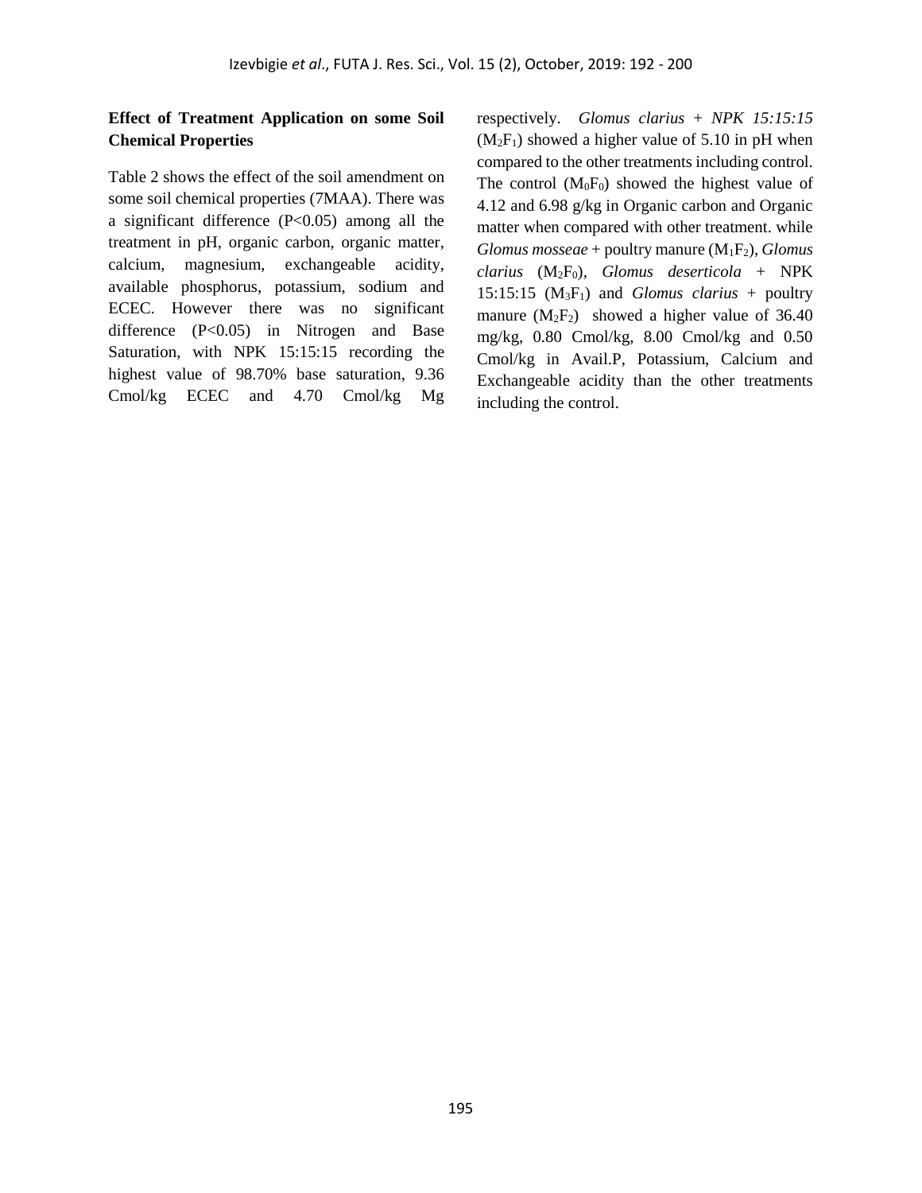**Effect of Treatment Application on some Soil Chemical Properties**

Table 2 shows the effect of the soil amendment on some soil chemical properties (7MAA). There was a significant difference ($P<0.05$) among all the treatment in pH, organic carbon, organic matter, calcium, magnesium, exchangeable acidity, available phosphorus, potassium, sodium and ECEC. However there was no significant difference ($P<0.05$) in Nitrogen and Base Saturation, with NPK 15:15:15 recording the highest value of 98.70% base saturation, 9.36 Cmol/kg ECEC and 4.70 Cmol/kg Mg respectively. *Glomus clarius + NPK 15:15:15* ($M_2F_1$) showed a higher value of 5.10 in pH when compared to the other treatments including control. The control ($M_0F_0$) showed the highest value of 4.12 and 6.98 g/kg in Organic carbon and Organic matter when compared with other treatment. while *Glomus mosseae* + poultry manure ($M_1F_2$), *Glomus clarius* ($M_2F_0$), *Glomus deserticola* + NPK 15:15:15 ($M_3F_1$) and *Glomus clarius* + poultry manure ($M_2F_2$) showed a higher value of 36.40 mg/kg, 0.80 Cmol/kg, 8.00 Cmol/kg and 0.50 Cmol/kg in Avail.P, Potassium, Calcium and Exchangeable acidity than the other treatments including the control.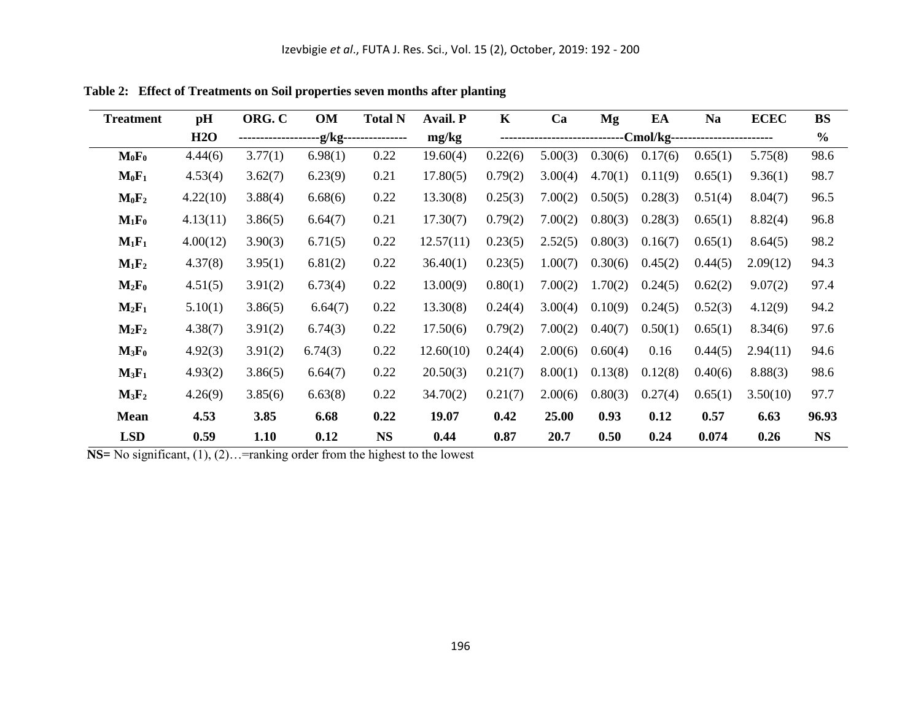**Table 2: Effect of Treatments on Soil properties seven months after planting**

| Treatment | pH | ORG. C | OM | Total N | Avail. P | K | Ca | Mg | EA | Na | ECEC | BS |
|---|---|---|---|---|---|---|---|---|---|---|---|---|
| | H2O | -------------------g/kg | --------------- | | mg/kg | ----------------------------- | | Cmol/kg | ------------------------ | | | % |
| $M_0F_0$ | 4.44(6) | 3.77(1) | 6.98(1) | 0.22 | 19.60(4) | 0.22(6) | 5.00(3) | 0.30(6) | 0.17(6) | 0.65(1) | 5.75(8) | 98.6 |
| $M_0F_1$ | 4.53(4) | 3.62(7) | 6.23(9) | 0.21 | 17.80(5) | 0.79(2) | 3.00(4) | 4.70(1) | 0.11(9) | 0.65(1) | 9.36(1) | 98.7 |
| $M_0F_2$ | 4.22(10) | 3.88(4) | 6.68(6) | 0.22 | 13.30(8) | 0.25(3) | 7.00(2) | 0.50(5) | 0.28(3) | 0.51(4) | 8.04(7) | 96.5 |
| $M_1F_0$ | 4.13(11) | 3.86(5) | 6.64(7) | 0.21 | 17.30(7) | 0.79(2) | 7.00(2) | 0.80(3) | 0.28(3) | 0.65(1) | 8.82(4) | 96.8 |
| $M_1F_1$ | 4.00(12) | 3.90(3) | 6.71(5) | 0.22 | 12.57(11) | 0.23(5) | 2.52(5) | 0.80(3) | 0.16(7) | 0.65(1) | 8.64(5) | 98.2 |
| $M_1F_2$ | 4.37(8) | 3.95(1) | 6.81(2) | 0.22 | 36.40(1) | 0.23(5) | 1.00(7) | 0.30(6) | 0.45(2) | 0.44(5) | 2.09(12) | 94.3 |
| $M_2F_0$ | 4.51(5) | 3.91(2) | 6.73(4) | 0.22 | 13.00(9) | 0.80(1) | 7.00(2) | 1.70(2) | 0.24(5) | 0.62(2) | 9.07(2) | 97.4 |
| $M_2F_1$ | 5.10(1) | 3.86(5) | 6.64(7) | 0.22 | 13.30(8) | 0.24(4) | 3.00(4) | 0.10(9) | 0.24(5) | 0.52(3) | 4.12(9) | 94.2 |
| $M_2F_2$ | 4.38(7) | 3.91(2) | 6.74(3) | 0.22 | 17.50(6) | 0.79(2) | 7.00(2) | 0.40(7) | 0.50(1) | 0.65(1) | 8.34(6) | 97.6 |
| $M_3F_0$ | 4.92(3) | 3.91(2) | 6.74(3) | 0.22 | 12.60(10) | 0.24(4) | 2.00(6) | 0.60(4) | 0.16 | 0.44(5) | 2.94(11) | 94.6 |
| $M_3F_1$ | 4.93(2) | 3.86(5) | 6.64(7) | 0.22 | 20.50(3) | 0.21(7) | 8.00(1) | 0.13(8) | 0.12(8) | 0.40(6) | 8.88(3) | 98.6 |
| $M_3F_2$ | 4.26(9) | 3.85(6) | 6.63(8) | 0.22 | 34.70(2) | 0.21(7) | 2.00(6) | 0.80(3) | 0.27(4) | 0.65(1) | 3.50(10) | 97.7 |
| **Mean** | **4.53** | **3.85** | **6.68** | **0.22** | **19.07** | **0.42** | **25.00** | **0.93** | **0.12** | **0.57** | **6.63** | **96.93** |
| **LSD** | **0.59** | **1.10** | **0.12** | **NS** | **0.44** | **0.87** | **20.7** | **0.50** | **0.24** | **0.074** | **0.26** | **NS** |

**NS=** No significant, (1), (2)…=ranking order from the highest to the lowest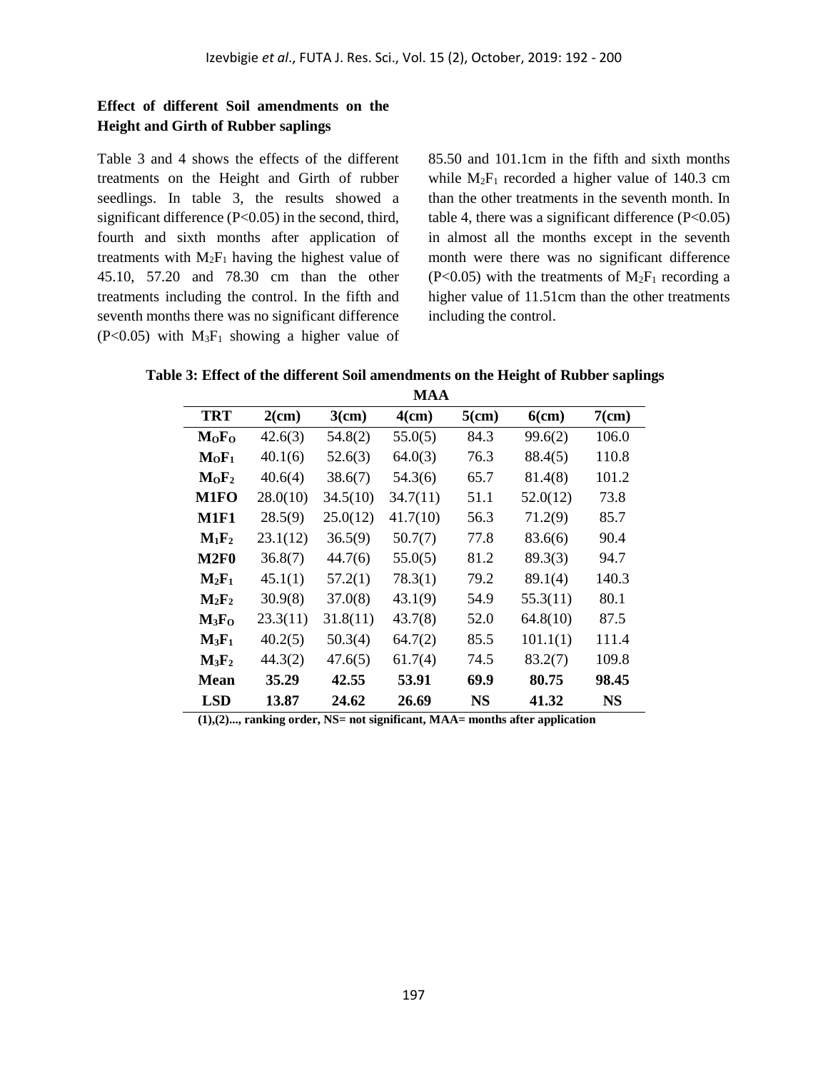**Effect of different Soil amendments on the Height and Girth of Rubber saplings**

Table 3 and 4 shows the effects of the different treatments on the Height and Girth of rubber seedlings. In table 3, the results showed a significant difference ($P<0.05$) in the second, third, fourth and sixth months after application of treatments with $M_2F_1$ having the highest value of 45.10, 57.20 and 78.30 cm than the other treatments including the control. In the fifth and seventh months there was no significant difference ($P<0.05$) with $M_3F_1$ showing a higher value of 85.50 and 101.1cm in the fifth and sixth months while $M_2F_1$ recorded a higher value of 140.3 cm than the other treatments in the seventh month. In table 4, there was a significant difference ($P<0.05$) in almost all the months except in the seventh month were there was no significant difference ($P<0.05$) with the treatments of $M_2F_1$ recording a higher value of 11.51cm than the other treatments including the control.

**Table 3: Effect of the different Soil amendments on the Height of Rubber saplings**

| | MAA | | | | | |
|---|---|---|---|---|---|---|
| **TRT** | **2(cm)** | **3(cm)** | **4(cm)** | **5(cm)** | **6(cm)** | **7(cm)** |
| $M_OF_O$ | 42.6(3) | 54.8(2) | 55.0(5) | 84.3 | 99.6(2) | 106.0 |
| $M_OF_1$ | 40.1(6) | 52.6(3) | 64.0(3) | 76.3 | 88.4(5) | 110.8 |
| $M_OF_2$ | 40.6(4) | 38.6(7) | 54.3(6) | 65.7 | 81.4(8) | 101.2 |
| **M1FO** | 28.0(10) | 34.5(10) | 34.7(11) | 51.1 | 52.0(12) | 73.8 |
| **M1F1** | 28.5(9) | 25.0(12) | 41.7(10) | 56.3 | 71.2(9) | 85.7 |
| $M_1F_2$ | 23.1(12) | 36.5(9) | 50.7(7) | 77.8 | 83.6(6) | 90.4 |
| **M2F0** | 36.8(7) | 44.7(6) | 55.0(5) | 81.2 | 89.3(3) | 94.7 |
| $M_2F_1$ | 45.1(1) | 57.2(1) | 78.3(1) | 79.2 | 89.1(4) | 140.3 |
| $M_2F_2$ | 30.9(8) | 37.0(8) | 43.1(9) | 54.9 | 55.3(11) | 80.1 |
| $M_3F_O$ | 23.3(11) | 31.8(11) | 43.7(8) | 52.0 | 64.8(10) | 87.5 |
| $M_3F_1$ | 40.2(5) | 50.3(4) | 64.7(2) | 85.5 | 101.1(1) | 111.4 |
| $M_3F_2$ | 44.3(2) | 47.6(5) | 61.7(4) | 74.5 | 83.2(7) | 109.8 |
| **Mean** | **35.29** | **42.55** | **53.91** | **69.9** | **80.75** | **98.45** |
| **LSD** | **13.87** | **24.62** | **26.69** | **NS** | **41.32** | **NS** |

**(1),(2)..., ranking order, NS= not significant, MAA= months after application**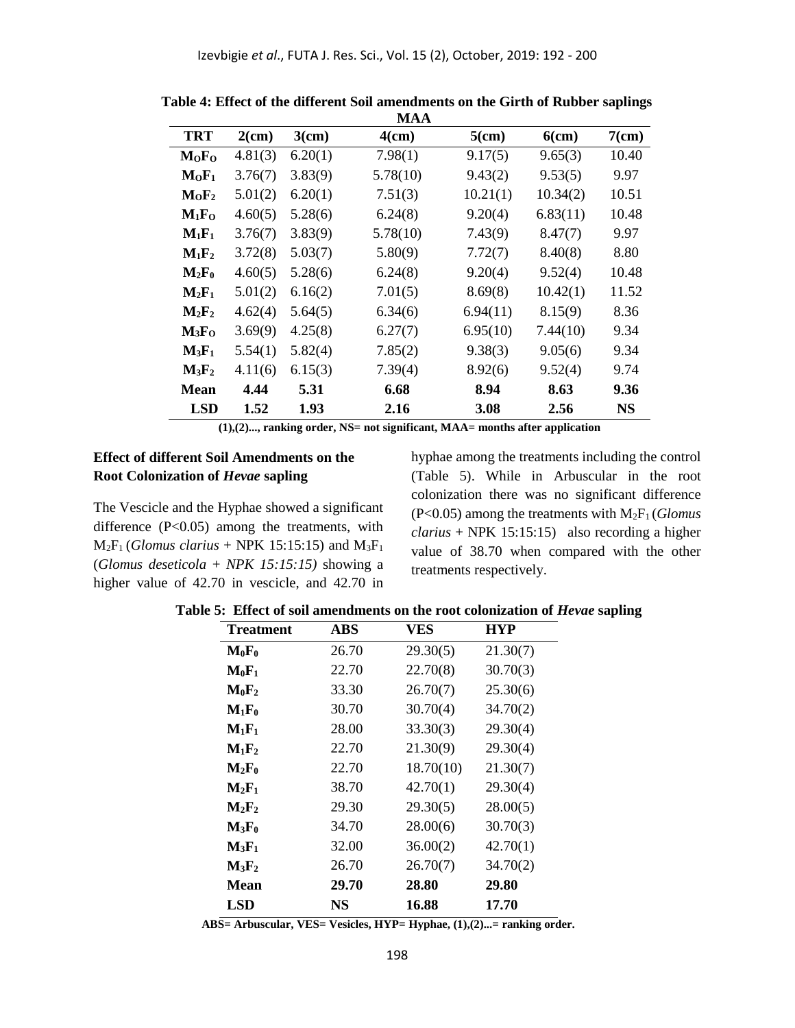**Table 4: Effect of the different Soil amendments on the Girth of Rubber saplings**

| | MAA | | | | | |
|---|---|---|---|---|---|---|
| **TRT** | **2(cm)** | **3(cm)** | **4(cm)** | **5(cm)** | **6(cm)** | **7(cm)** |
| $M_OF_O$ | 4.81(3) | 6.20(1) | 7.98(1) | 9.17(5) | 9.65(3) | 10.40 |
| $M_OF_1$ | 3.76(7) | 3.83(9) | 5.78(10) | 9.43(2) | 9.53(5) | 9.97 |
| $M_OF_2$ | 5.01(2) | 6.20(1) | 7.51(3) | 10.21(1) | 10.34(2) | 10.51 |
| $M_1F_O$ | 4.60(5) | 5.28(6) | 6.24(8) | 9.20(4) | 6.83(11) | 10.48 |
| $M_1F_1$ | 3.76(7) | 3.83(9) | 5.78(10) | 7.43(9) | 8.47(7) | 9.97 |
| $M_1F_2$ | 3.72(8) | 5.03(7) | 5.80(9) | 7.72(7) | 8.40(8) | 8.80 |
| $M_2F_0$ | 4.60(5) | 5.28(6) | 6.24(8) | 9.20(4) | 9.52(4) | 10.48 |
| $M_2F_1$ | 5.01(2) | 6.16(2) | 7.01(5) | 8.69(8) | 10.42(1) | 11.52 |
| $M_2F_2$ | 4.62(4) | 5.64(5) | 6.34(6) | 6.94(11) | 8.15(9) | 8.36 |
| $M_3F_O$ | 3.69(9) | 4.25(8) | 6.27(7) | 6.95(10) | 7.44(10) | 9.34 |
| $M_3F_1$ | 5.54(1) | 5.82(4) | 7.85(2) | 9.38(3) | 9.05(6) | 9.34 |
| $M_3F_2$ | 4.11(6) | 6.15(3) | 7.39(4) | 8.92(6) | 9.52(4) | 9.74 |
| **Mean** | **4.44** | **5.31** | **6.68** | **8.94** | **8.63** | **9.36** |
| **LSD** | **1.52** | **1.93** | **2.16** | **3.08** | **2.56** | **NS** |

**(1),(2)..., ranking order, NS= not significant, MAA= months after application**

### Effect of different Soil Amendments on the Root Colonization of *Hevae* sapling

The Vescicle and the Hyphae showed a significant difference ($P<0.05$) among the treatments, with $M_2F_1$ (*Glomus clarius* + NPK 15:15:15) and $M_3F_1$ (*Glomus deseticola + NPK 15:15:15)* showing a higher value of 42.70 in vescicle, and 42.70 in hyphae among the treatments including the control (Table 5). While in Arbuscular in the root colonization there was no significant difference ($P<0.05$) among the treatments with $M_2F_1$ (*Glomus clarius* + NPK 15:15:15) also recording a higher value of 38.70 when compared with the other treatments respectively.

**Table 5: Effect of soil amendments on the root colonization of *Hevae* sapling**

| **Treatment** | **ABS** | **VES** | **HYP** |
|---|---|---|---|
| $M_0F_0$ | 26.70 | 29.30(5) | 21.30(7) |
| $M_0F_1$ | 22.70 | 22.70(8) | 30.70(3) |
| $M_0F_2$ | 33.30 | 26.70(7) | 25.30(6) |
| $M_1F_0$ | 30.70 | 30.70(4) | 34.70(2) |
| $M_1F_1$ | 28.00 | 33.30(3) | 29.30(4) |
| $M_1F_2$ | 22.70 | 21.30(9) | 29.30(4) |
| $M_2F_0$ | 22.70 | 18.70(10) | 21.30(7) |
| $M_2F_1$ | 38.70 | 42.70(1) | 29.30(4) |
| $M_2F_2$ | 29.30 | 29.30(5) | 28.00(5) |
| $M_3F_0$ | 34.70 | 28.00(6) | 30.70(3) |
| $M_3F_1$ | 32.00 | 36.00(2) | 42.70(1) |
| $M_3F_2$ | 26.70 | 26.70(7) | 34.70(2) |
| **Mean** | **29.70** | **28.80** | **29.80** |
| **LSD** | **NS** | **16.88** | **17.70** |

**ABS= Arbuscular, VES= Vesicles, HYP= Hyphae, (1),(2)...= ranking order.**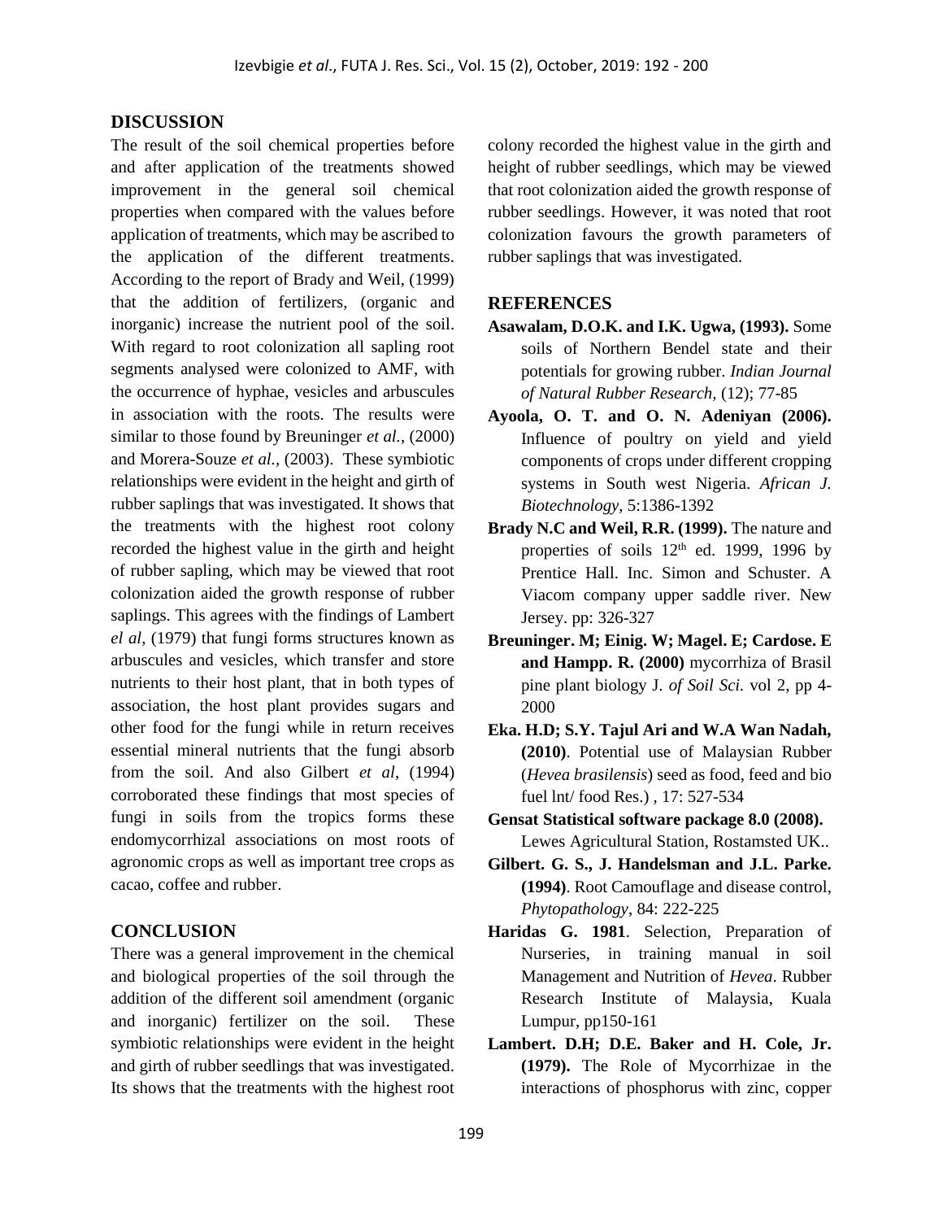## DISCUSSION

The result of the soil chemical properties before and after application of the treatments showed improvement in the general soil chemical properties when compared with the values before application of treatments, which may be ascribed to the application of the different treatments. According to the report of Brady and Weil, (1999) that the addition of fertilizers, (organic and inorganic) increase the nutrient pool of the soil. With regard to root colonization all sapling root segments analysed were colonized to AMF, with the occurrence of hyphae, vesicles and arbuscules in association with the roots. The results were similar to those found by Breuninger *et al.*, (2000) and Morera-Souze *et al.*, (2003). These symbiotic relationships were evident in the height and girth of rubber saplings that was investigated. It shows that the treatments with the highest root colony recorded the highest value in the girth and height of rubber sapling, which may be viewed that root colonization aided the growth response of rubber saplings. This agrees with the findings of Lambert *el al*, (1979) that fungi forms structures known as arbuscules and vesicles, which transfer and store nutrients to their host plant, that in both types of association, the host plant provides sugars and other food for the fungi while in return receives essential mineral nutrients that the fungi absorb from the soil. And also Gilbert *et al*, (1994) corroborated these findings that most species of fungi in soils from the tropics forms these endomycorrhizal associations on most roots of agronomic crops as well as important tree crops as cacao, coffee and rubber.

## CONCLUSION

There was a general improvement in the chemical and biological properties of the soil through the addition of the different soil amendment (organic and inorganic) fertilizer on the soil. These symbiotic relationships were evident in the height and girth of rubber seedlings that was investigated. Its shows that the treatments with the highest root colony recorded the highest value in the girth and height of rubber seedlings, which may be viewed that root colonization aided the growth response of rubber seedlings. However, it was noted that root colonization favours the growth parameters of rubber saplings that was investigated.

## REFERENCES

**Asawalam, D.O.K. and I.K. Ugwa, (1993).** Some soils of Northern Bendel state and their potentials for growing rubber. *Indian Journal of Natural Rubber Research*, (12); 77-85

**Ayoola, O. T. and O. N. Adeniyan (2006).** Influence of poultry on yield and yield components of crops under different cropping systems in South west Nigeria. *African J. Biotechnology*, 5:1386-1392

**Brady N.C and Weil, R.R. (1999).** The nature and properties of soils 12th ed. 1999, 1996 by Prentice Hall. Inc. Simon and Schuster. A Viacom company upper saddle river. New Jersey. pp: 326-327

**Breuninger. M; Einig. W; Magel. E; Cardose. E and Hampp. R. (2000)** mycorrhiza of Brasil pine plant biology J. *of Soil Sci.* vol 2, pp 4-2000

**Eka. H.D; S.Y. Tajul Ari and W.A Wan Nadah, (2010)**. Potential use of Malaysian Rubber (*Hevea brasilensis*) seed as food, feed and bio fuel lnt/ food Res.) , 17: 527-534

**Gensat Statistical software package 8.0 (2008).** Lewes Agricultural Station, Rostamsted UK..

**Gilbert. G. S., J. Handelsman and J.L. Parke. (1994)**. Root Camouflage and disease control, *Phytopathology*, 84: 222-225

**Haridas G. 1981**. Selection, Preparation of Nurseries, in training manual in soil Management and Nutrition of *Hevea*. Rubber Research Institute of Malaysia, Kuala Lumpur, pp150-161

**Lambert. D.H; D.E. Baker and H. Cole, Jr. (1979).** The Role of Mycorrhizae in the interactions of phosphorus with zinc, copper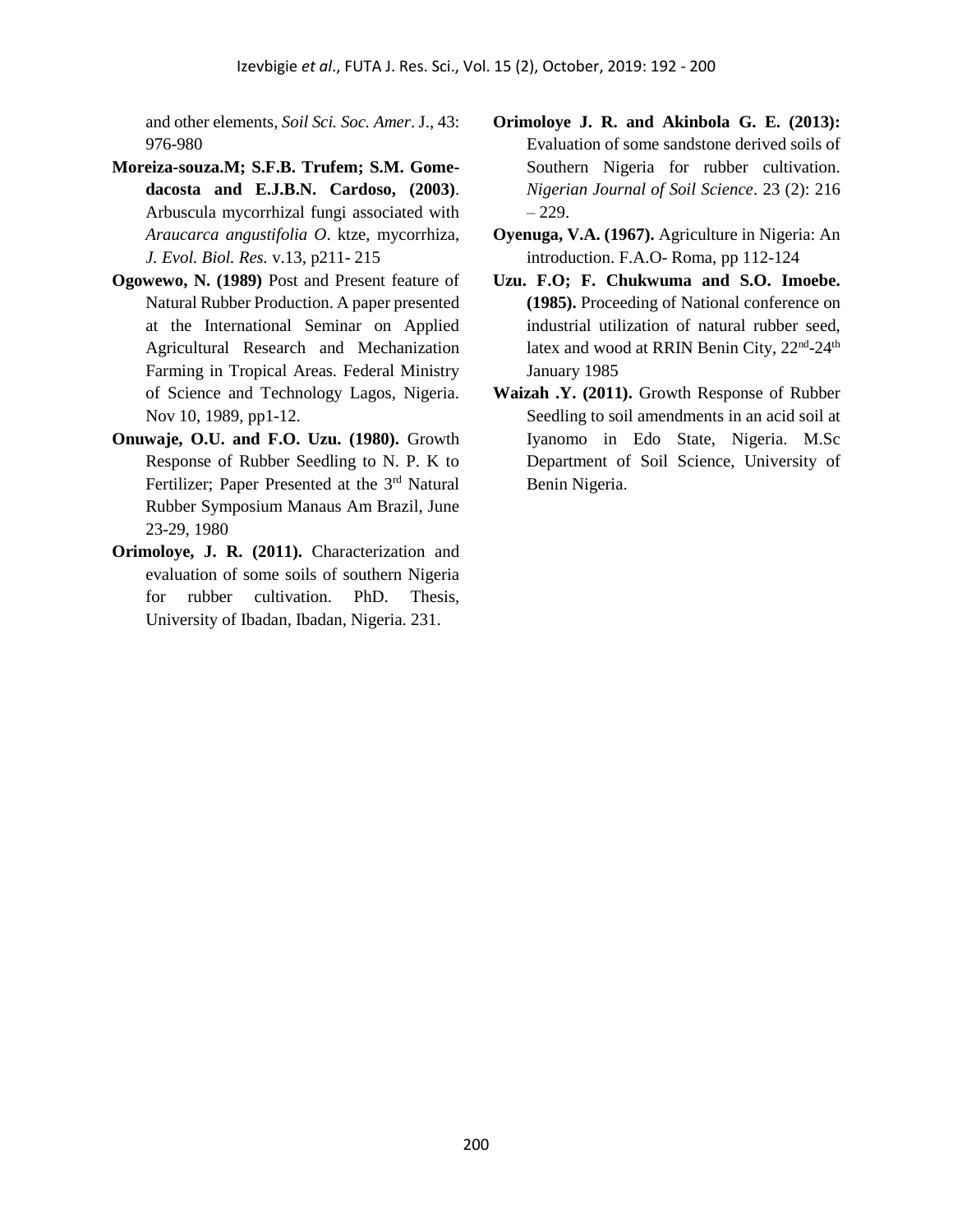and other elements, *Soil Sci. Soc. Amer*. J., 43: 976-980

**Moreiza-souza.M; S.F.B. Trufem; S.M. Gome-dacosta and E.J.B.N. Cardoso, (2003)**. Arbuscula mycorrhizal fungi associated with *Araucarca angustifolia O*. ktze, mycorrhiza, *J. Evol. Biol. Res.* v.13, p211- 215

**Ogowewo, N. (1989)** Post and Present feature of Natural Rubber Production. A paper presented at the International Seminar on Applied Agricultural Research and Mechanization Farming in Tropical Areas. Federal Ministry of Science and Technology Lagos, Nigeria. Nov 10, 1989, pp1-12.

**Onuwaje, O.U. and F.O. Uzu. (1980).** Growth Response of Rubber Seedling to N. P. K to Fertilizer; Paper Presented at the 3rd Natural Rubber Symposium Manaus Am Brazil, June 23-29, 1980

**Orimoloye, J. R. (2011).** Characterization and evaluation of some soils of southern Nigeria for rubber cultivation. PhD. Thesis, University of Ibadan, Ibadan, Nigeria. 231.

**Orimoloye J. R. and Akinbola G. E. (2013):** Evaluation of some sandstone derived soils of Southern Nigeria for rubber cultivation. *Nigerian Journal of Soil Science*. 23 (2): 216 – 229.

**Oyenuga, V.A. (1967).** Agriculture in Nigeria: An introduction. F.A.O- Roma, pp 112-124

**Uzu. F.O; F. Chukwuma and S.O. Imoebe. (1985).** Proceeding of National conference on industrial utilization of natural rubber seed, latex and wood at RRIN Benin City, 22nd-24th January 1985

**Waizah .Y. (2011).** Growth Response of Rubber Seedling to soil amendments in an acid soil at Iyanomo in Edo State, Nigeria. M.Sc Department of Soil Science, University of Benin Nigeria.